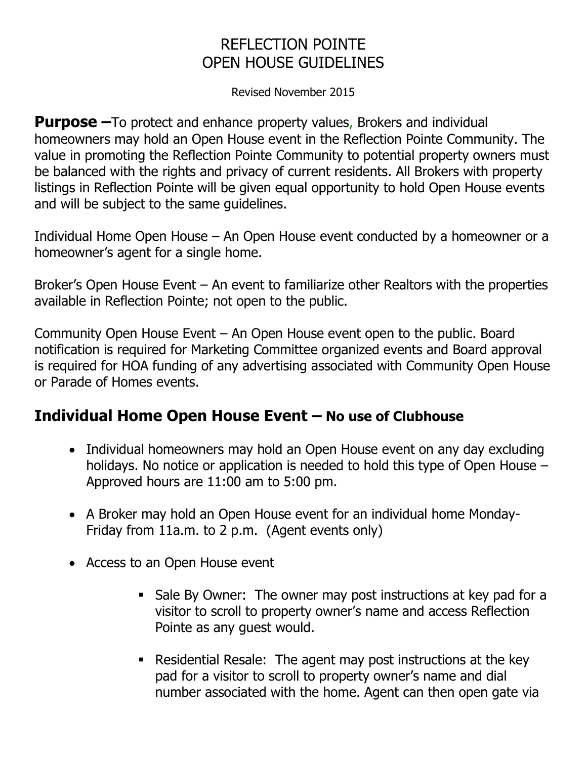# REFLECTION POINTE
# OPEN HOUSE GUIDELINES

Revised November 2015

**Purpose –** To protect and enhance property values, Brokers and individual homeowners may hold an Open House event in the Reflection Pointe Community. The value in promoting the Reflection Pointe Community to potential property owners must be balanced with the rights and privacy of current residents. All Brokers with property listings in Reflection Pointe will be given equal opportunity to hold Open House events and will be subject to the same guidelines.

Individual Home Open House – An Open House event conducted by a homeowner or a homeowner's agent for a single home.

Broker's Open House Event – An event to familiarize other Realtors with the properties available in Reflection Pointe; not open to the public.

Community Open House Event – An Open House event open to the public. Board notification is required for Marketing Committee organized events and Board approval is required for HOA funding of any advertising associated with Community Open House or Parade of Homes events.

## Individual Home Open House Event – No use of Clubhouse

- Individual homeowners may hold an Open House event on any day excluding holidays. No notice or application is needed to hold this type of Open House – Approved hours are 11:00 am to 5:00 pm.
- A Broker may hold an Open House event for an individual home Monday-Friday from 11a.m. to 2 p.m. (Agent events only)
- Access to an Open House event
  - Sale By Owner: The owner may post instructions at key pad for a visitor to scroll to property owner's name and access Reflection Pointe as any guest would.
  - Residential Resale: The agent may post instructions at the key pad for a visitor to scroll to property owner's name and dial number associated with the home. Agent can then open gate via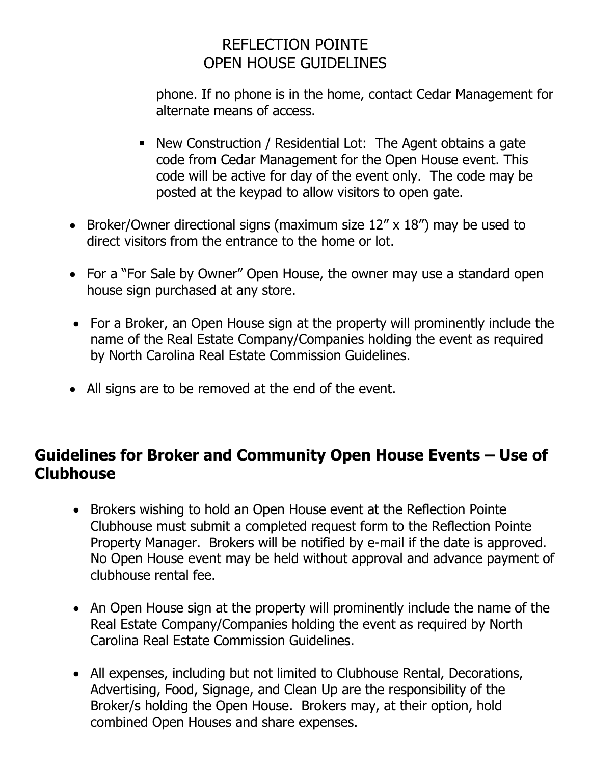phone. If no phone is in the home, contact Cedar Management for alternate means of access.

  - New Construction / Residential Lot: The Agent obtains a gate code from Cedar Management for the Open House event. This code will be active for day of the event only. The code may be posted at the keypad to allow visitors to open gate.

- Broker/Owner directional signs (maximum size 12" x 18") may be used to direct visitors from the entrance to the home or lot.
- For a "For Sale by Owner" Open House, the owner may use a standard open house sign purchased at any store.
- For a Broker, an Open House sign at the property will prominently include the name of the Real Estate Company/Companies holding the event as required by North Carolina Real Estate Commission Guidelines.
- All signs are to be removed at the end of the event.

## Guidelines for Broker and Community Open House Events – Use of Clubhouse

- Brokers wishing to hold an Open House event at the Reflection Pointe Clubhouse must submit a completed request form to the Reflection Pointe Property Manager. Brokers will be notified by e-mail if the date is approved. No Open House event may be held without approval and advance payment of clubhouse rental fee.
- An Open House sign at the property will prominently include the name of the Real Estate Company/Companies holding the event as required by North Carolina Real Estate Commission Guidelines.
- All expenses, including but not limited to Clubhouse Rental, Decorations, Advertising, Food, Signage, and Clean Up are the responsibility of the Broker/s holding the Open House. Brokers may, at their option, hold combined Open Houses and share expenses.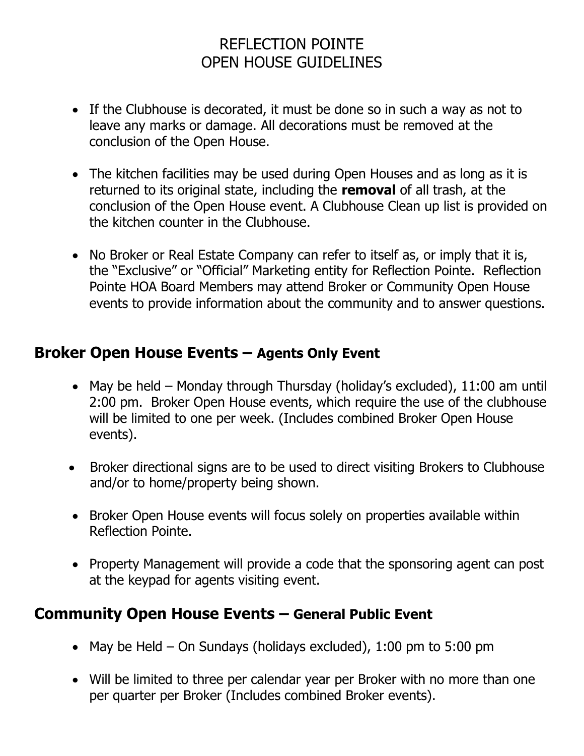# REFLECTION POINTE
# OPEN HOUSE GUIDELINES

- If the Clubhouse is decorated, it must be done so in such a way as not to leave any marks or damage. All decorations must be removed at the conclusion of the Open House.
- The kitchen facilities may be used during Open Houses and as long as it is returned to its original state, including the **removal** of all trash, at the conclusion of the Open House event. A Clubhouse Clean up list is provided on the kitchen counter in the Clubhouse.
- No Broker or Real Estate Company can refer to itself as, or imply that it is, the "Exclusive" or "Official" Marketing entity for Reflection Pointe. Reflection Pointe HOA Board Members may attend Broker or Community Open House events to provide information about the community and to answer questions.

## Broker Open House Events – Agents Only Event

- May be held – Monday through Thursday (holiday's excluded), 11:00 am until 2:00 pm. Broker Open House events, which require the use of the clubhouse will be limited to one per week. (Includes combined Broker Open House events).
- Broker directional signs are to be used to direct visiting Brokers to Clubhouse and/or to home/property being shown.
- Broker Open House events will focus solely on properties available within Reflection Pointe.
- Property Management will provide a code that the sponsoring agent can post at the keypad for agents visiting event.

## Community Open House Events – General Public Event

- May be Held – On Sundays (holidays excluded), 1:00 pm to 5:00 pm
- Will be limited to three per calendar year per Broker with no more than one per quarter per Broker (Includes combined Broker events).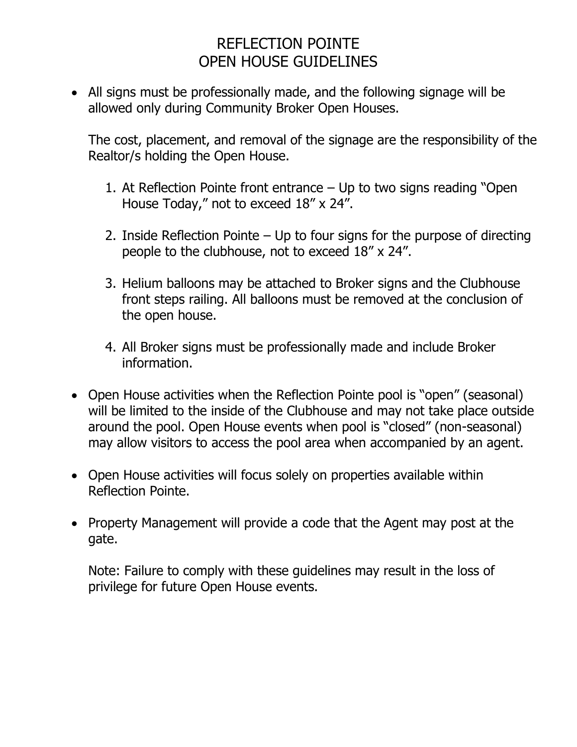# REFLECTION POINTE
# OPEN HOUSE GUIDELINES

- All signs must be professionally made, and the following signage will be allowed only during Community Broker Open Houses.

  The cost, placement, and removal of the signage are the responsibility of the Realtor/s holding the Open House.

  1. At Reflection Pointe front entrance – Up to two signs reading "Open House Today," not to exceed 18" x 24".

  2. Inside Reflection Pointe – Up to four signs for the purpose of directing people to the clubhouse, not to exceed 18" x 24".

  3. Helium balloons may be attached to Broker signs and the Clubhouse front steps railing. All balloons must be removed at the conclusion of the open house.

  4. All Broker signs must be professionally made and include Broker information.

- Open House activities when the Reflection Pointe pool is "open" (seasonal) will be limited to the inside of the Clubhouse and may not take place outside around the pool. Open House events when pool is "closed" (non-seasonal) may allow visitors to access the pool area when accompanied by an agent.

- Open House activities will focus solely on properties available within Reflection Pointe.

- Property Management will provide a code that the Agent may post at the gate.

  Note: Failure to comply with these guidelines may result in the loss of privilege for future Open House events.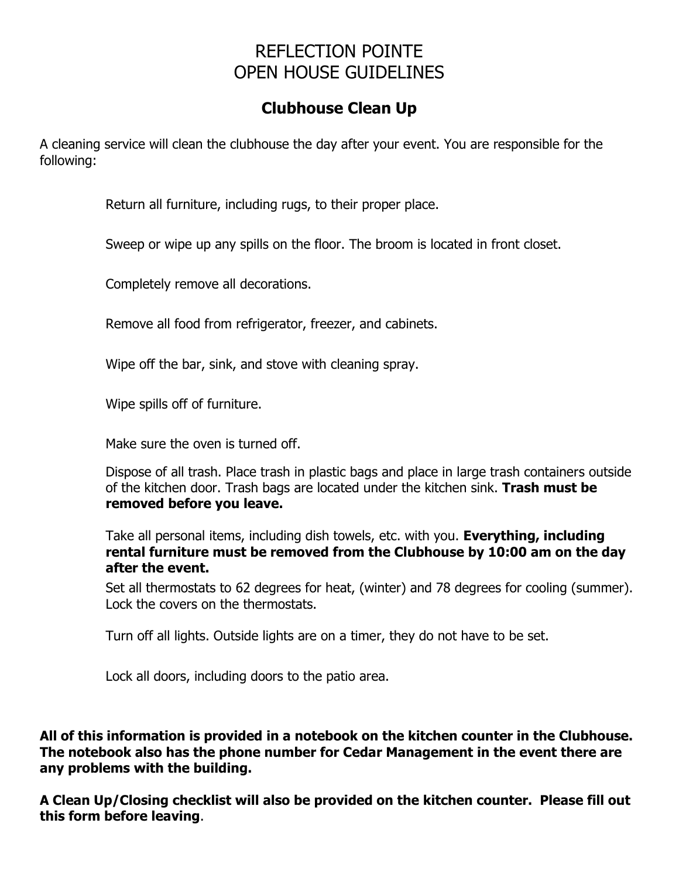# REFLECTION POINTE
# OPEN HOUSE GUIDELINES

## Clubhouse Clean Up

A cleaning service will clean the clubhouse the day after your event. You are responsible for the following:

Return all furniture, including rugs, to their proper place.

Sweep or wipe up any spills on the floor. The broom is located in front closet.

Completely remove all decorations.

Remove all food from refrigerator, freezer, and cabinets.

Wipe off the bar, sink, and stove with cleaning spray.

Wipe spills off of furniture.

Make sure the oven is turned off.

Dispose of all trash. Place trash in plastic bags and place in large trash containers outside of the kitchen door. Trash bags are located under the kitchen sink. **Trash must be removed before you leave.**

Take all personal items, including dish towels, etc. with you. **Everything, including rental furniture must be removed from the Clubhouse by 10:00 am on the day after the event.**

Set all thermostats to 62 degrees for heat, (winter) and 78 degrees for cooling (summer). Lock the covers on the thermostats.

Turn off all lights. Outside lights are on a timer, they do not have to be set.

Lock all doors, including doors to the patio area.

**All of this information is provided in a notebook on the kitchen counter in the Clubhouse. The notebook also has the phone number for Cedar Management in the event there are any problems with the building.**

**A Clean Up/Closing checklist will also be provided on the kitchen counter. Please fill out this form before leaving**.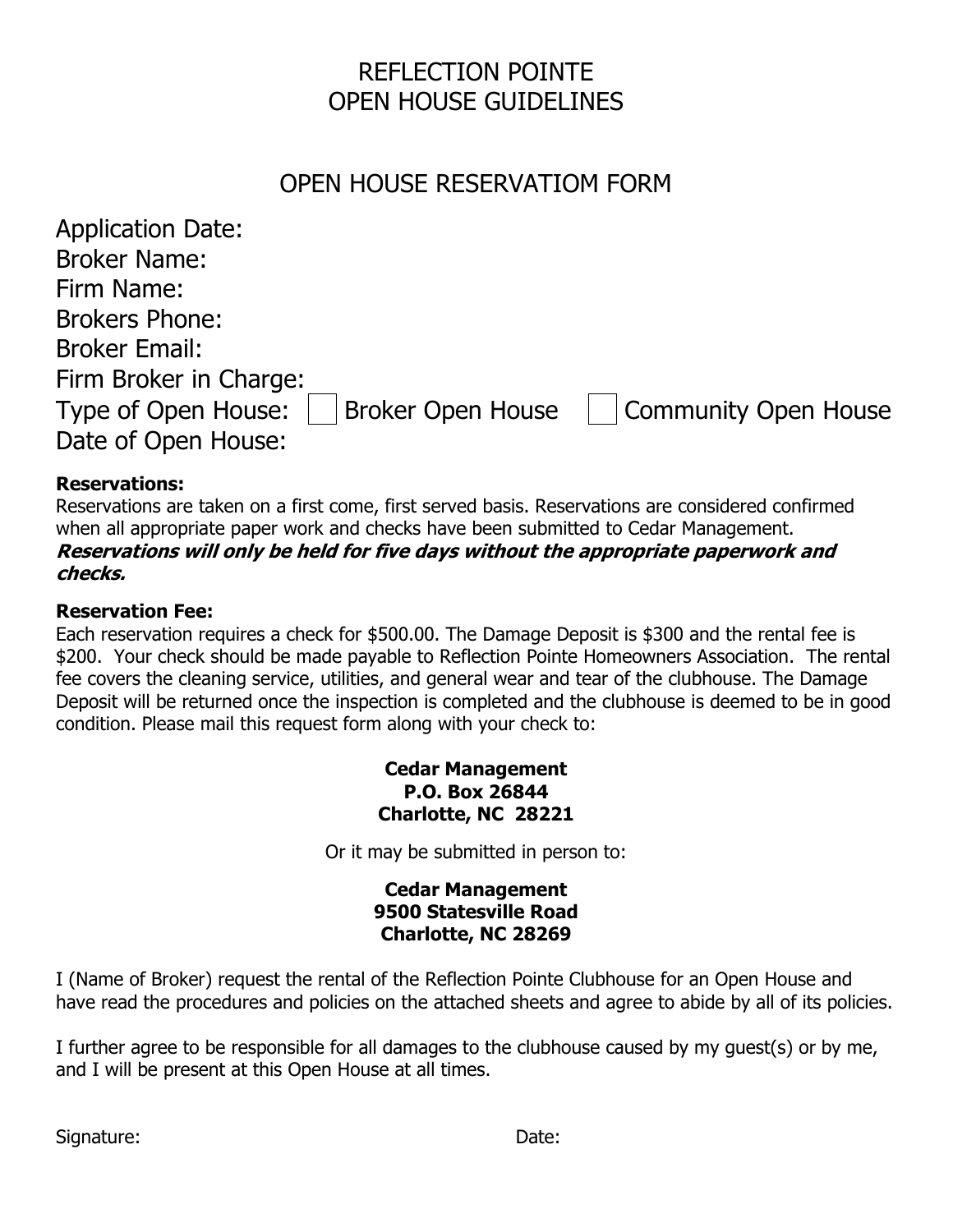# REFLECTION POINTE
# OPEN HOUSE GUIDELINES

## OPEN HOUSE RESERVATIOM FORM

Application Date:
Broker Name:
Firm Name:
Brokers Phone:
Broker Email:
Firm Broker in Charge:
Type of Open House: ☐ Broker Open House ☐ Community Open House
Date of Open House:

**Reservations:**
Reservations are taken on a first come, first served basis. Reservations are considered confirmed when all appropriate paper work and checks have been submitted to Cedar Management.
***Reservations will only be held for five days without the appropriate paperwork and checks.***

**Reservation Fee:**
Each reservation requires a check for $500.00. The Damage Deposit is $300 and the rental fee is $200. Your check should be made payable to Reflection Pointe Homeowners Association. The rental fee covers the cleaning service, utilities, and general wear and tear of the clubhouse. The Damage Deposit will be returned once the inspection is completed and the clubhouse is deemed to be in good condition. Please mail this request form along with your check to:

**Cedar Management**
**P.O. Box 26844**
**Charlotte, NC 28221**

Or it may be submitted in person to:

**Cedar Management**
**9500 Statesville Road**
**Charlotte, NC 28269**

I (Name of Broker) request the rental of the Reflection Pointe Clubhouse for an Open House and have read the procedures and policies on the attached sheets and agree to abide by all of its policies.

I further agree to be responsible for all damages to the clubhouse caused by my guest(s) or by me, and I will be present at this Open House at all times.

Signature: Date: